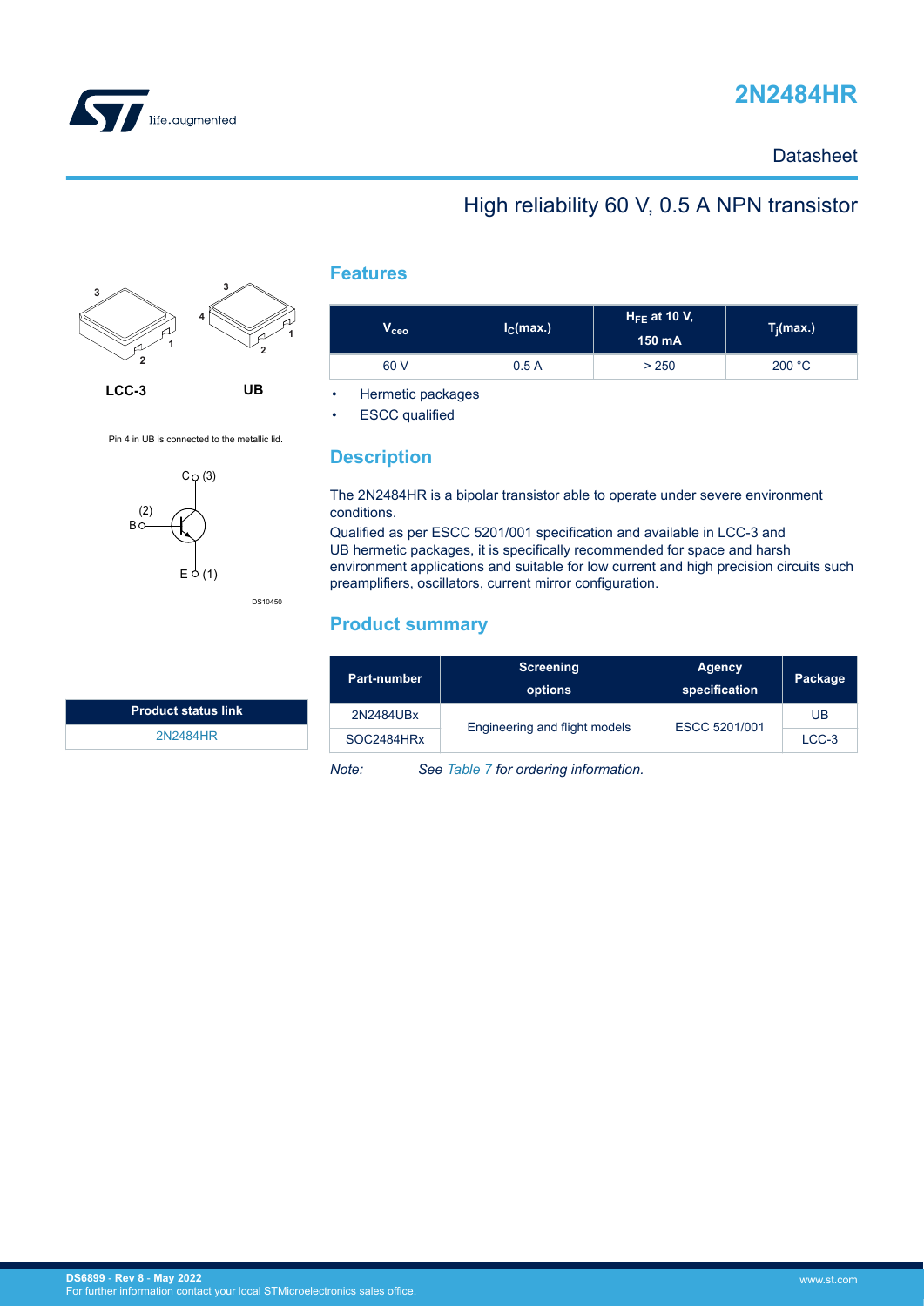# 2N2484HR

Datasheet

## High reliability 60 V, 0.5 A NPN transistor

LCC-3

UB

Pin 4 in UB is connected to the metallic lid.

DS10450

| Product status link |
| --- |
| 2N2484HR |

## Features

| $V_{ceo}$ | $I_C$(max.) | $H_{FE}$ at 10 V, 150 mA | $T_j$(max.) |
| --- | --- | --- | --- |
| 60 V | 0.5 A | > 250 | 200 °C |

- Hermetic packages
- ESCC qualified

## Description

The 2N2484HR is a bipolar transistor able to operate under severe environment conditions.

Qualified as per ESCC 5201/001 specification and available in LCC-3 and UB hermetic packages, it is specifically recommended for space and harsh environment applications and suitable for low current and high precision circuits such preamplifiers, oscillators, current mirror configuration.

## Product summary

| Part-number | Screening options | Agency specification | Package |
| --- | --- | --- | --- |
| 2N2484UBx | Engineering and flight models | ESCC 5201/001 | UB |
| SOC2484HRx | | | LCC-3 |

*Note: See Table 7 for ordering information.*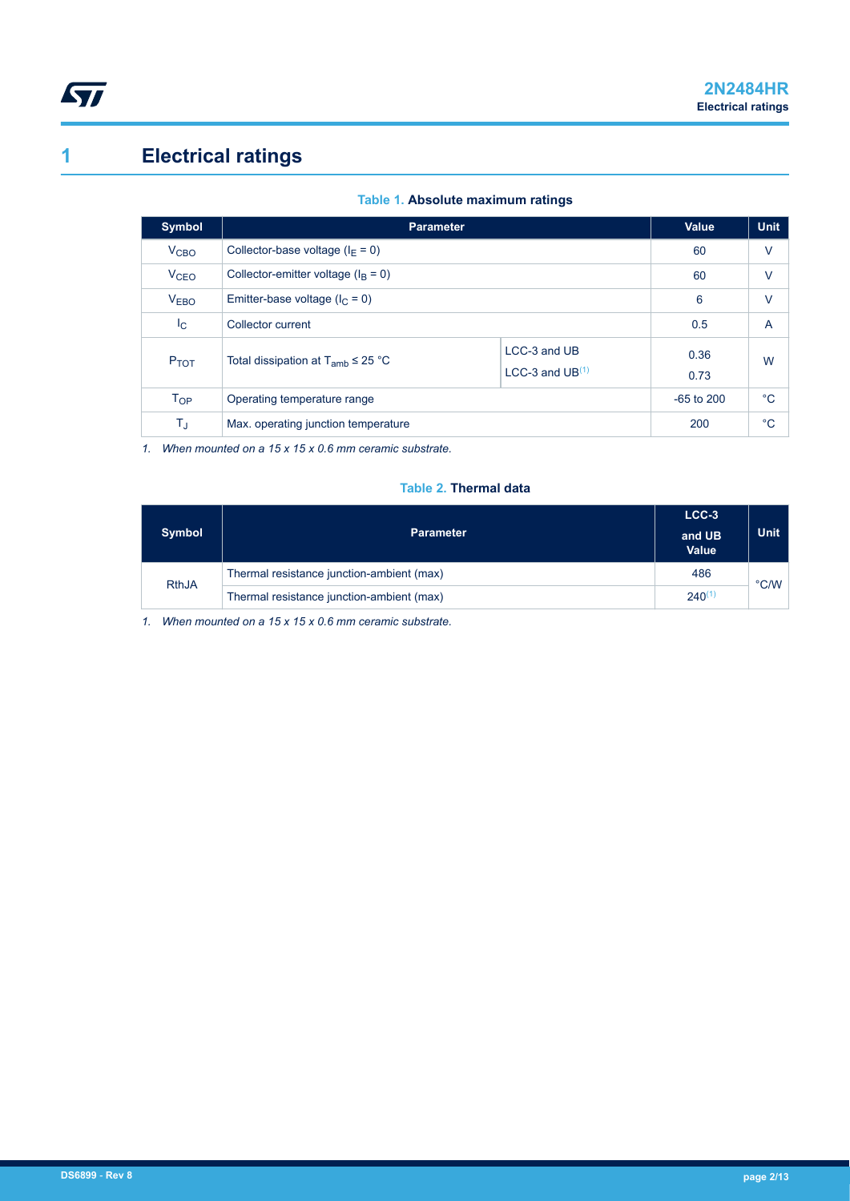# 1 Electrical ratings

**Table 1. Absolute maximum ratings**

| Symbol | Parameter | | Value | Unit |
|---|---|---|---|---|
| $V_{CBO}$ | Collector-base voltage ($I_E = 0$) | | 60 | V |
| $V_{CEO}$ | Collector-emitter voltage ($I_B = 0$) | | 60 | V |
| $V_{EBO}$ | Emitter-base voltage ($I_C = 0$) | | 6 | V |
| $I_C$ | Collector current | | 0.5 | A |
| $P_{TOT}$ | Total dissipation at $T_{amb} \leq 25$ °C | LCC-3 and UB | 0.36 | W |
| | | LCC-3 and UB(1) | 0.73 | |
| $T_{OP}$ | Operating temperature range | | -65 to 200 | °C |
| $T_J$ | Max. operating junction temperature | | 200 | °C |

1. *When mounted on a 15 x 15 x 0.6 mm ceramic substrate.*

**Table 2. Thermal data**

| Symbol | Parameter | LCC-3 and UB Value | Unit |
|---|---|---|---|
| RthJA | Thermal resistance junction-ambient (max) | 486 | °C/W |
| | Thermal resistance junction-ambient (max) | 240(1) | |

1. *When mounted on a 15 x 15 x 0.6 mm ceramic substrate.*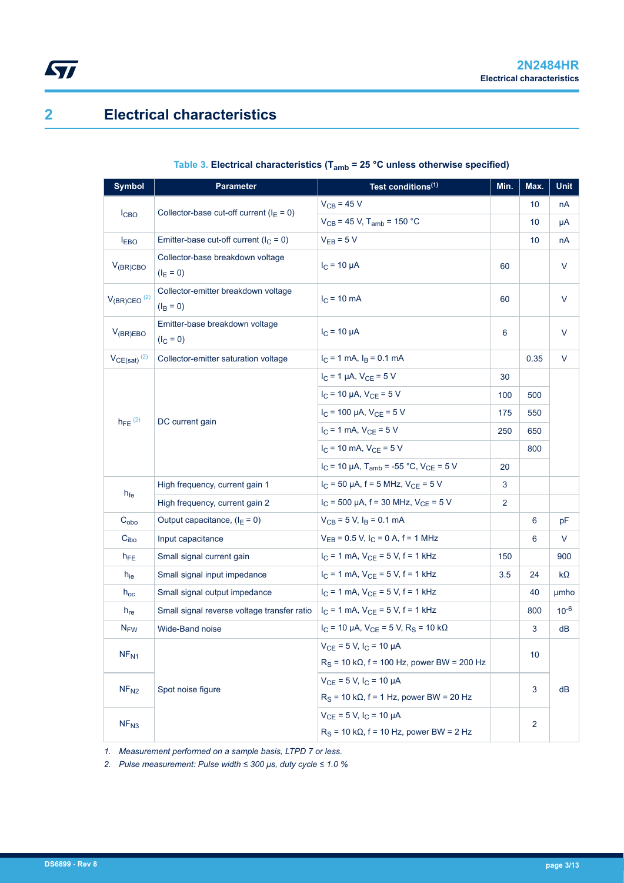## 2 Electrical characteristics

**Table 3. Electrical characteristics ($T_{amb}$ = 25 °C unless otherwise specified)**

| Symbol | Parameter | Test conditions[(1)] | Min. | Max. | Unit |
|---|---|---|---|---|---|
| $I_{CBO}$ | Collector-base cut-off current ($I_E$ = 0) | $V_{CB}$ = 45 V | | 10 | nA |
| | | $V_{CB}$ = 45 V, $T_{amb}$ = 150 °C | | 10 | µA |
| $I_{EBO}$ | Emitter-base cut-off current ($I_C$ = 0) | $V_{EB}$ = 5 V | | 10 | nA |
| $V_{(BR)CBO}$ | Collector-base breakdown voltage ($I_E$ = 0) | $I_C$ = 10 µA | 60 | | V |
| $V_{(BR)CEO}$ [(2)] | Collector-emitter breakdown voltage ($I_B$ = 0) | $I_C$ = 10 mA | 60 | | V |
| $V_{(BR)EBO}$ | Emitter-base breakdown voltage ($I_C$ = 0) | $I_C$ = 10 µA | 6 | | V |
| $V_{CE(sat)}$ [(2)] | Collector-emitter saturation voltage | $I_C$ = 1 mA, $I_B$ = 0.1 mA | | 0.35 | V |
| $h_{FE}$ [(2)] | DC current gain | $I_C$ = 1 µA, $V_{CE}$ = 5 V | 30 | | |
| | | $I_C$ = 10 µA, $V_{CE}$ = 5 V | 100 | 500 | |
| | | $I_C$ = 100 µA, $V_{CE}$ = 5 V | 175 | 550 | |
| | | $I_C$ = 1 mA, $V_{CE}$ = 5 V | 250 | 650 | |
| | | $I_C$ = 10 mA, $V_{CE}$ = 5 V | | 800 | |
| | | $I_C$ = 10 µA, $T_{amb}$ = -55 °C, $V_{CE}$ = 5 V | 20 | | |
| $h_{fe}$ | High frequency, current gain 1 | $I_C$ = 50 µA, f = 5 MHz, $V_{CE}$ = 5 V | 3 | | |
| | High frequency, current gain 2 | $I_C$ = 500 µA, f = 30 MHz, $V_{CE}$ = 5 V | 2 | | |
| $C_{obo}$ | Output capacitance, ($I_E$ = 0) | $V_{CB}$ = 5 V, $I_B$ = 0.1 mA | | 6 | pF |
| $C_{ibo}$ | Input capacitance | $V_{EB}$ = 0.5 V, $I_C$ = 0 A, f = 1 MHz | | 6 | V |
| $h_{FE}$ | Small signal current gain | $I_C$ = 1 mA, $V_{CE}$ = 5 V, f = 1 kHz | 150 | | 900 |
| $h_{ie}$ | Small signal input impedance | $I_C$ = 1 mA, $V_{CE}$ = 5 V, f = 1 kHz | 3.5 | 24 | kΩ |
| $h_{oc}$ | Small signal output impedance | $I_C$ = 1 mA, $V_{CE}$ = 5 V, f = 1 kHz | | 40 | µmho |
| $h_{re}$ | Small signal reverse voltage transfer ratio | $I_C$ = 1 mA, $V_{CE}$ = 5 V, f = 1 kHz | | 800 | $10^{-6}$ |
| $N_{FW}$ | Wide-Band noise | $I_C$ = 10 µA, $V_{CE}$ = 5 V, $R_S$ = 10 kΩ | | 3 | dB |
| $NF_{N1}$ | Spot noise figure | $V_{CE}$ = 5 V, $I_C$ = 10 µA<br>$R_S$ = 10 kΩ, f = 100 Hz, power BW = 200 Hz | | 10 | dB |
| $NF_{N2}$ | | $V_{CE}$ = 5 V, $I_C$ = 10 µA<br>$R_S$ = 10 kΩ, f = 1 Hz, power BW = 20 Hz | | 3 | |
| $NF_{N3}$ | | $V_{CE}$ = 5 V, $I_C$ = 10 µA<br>$R_S$ = 10 kΩ, f = 10 Hz, power BW = 2 Hz | | 2 | |

1. *Measurement performed on a sample basis, LTPD 7 or less.*
2. *Pulse measurement: Pulse width ≤ 300 µs, duty cycle ≤ 1.0 %*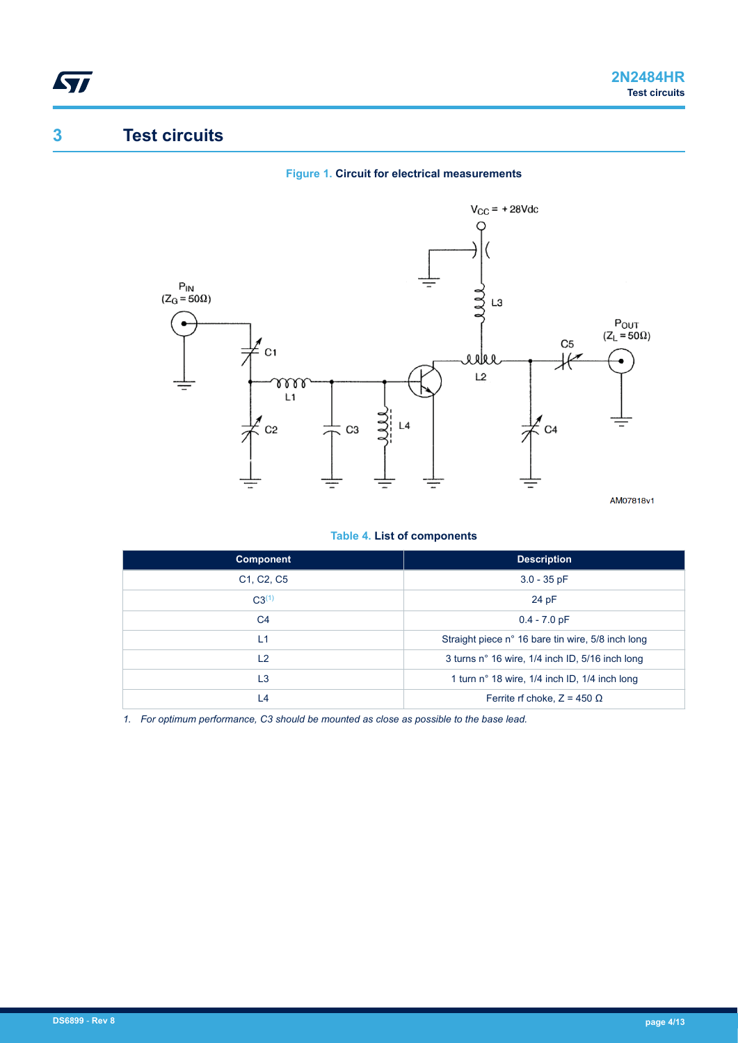# 3 Test circuits

**Figure 1.** Circuit for electrical measurements

**Table 4.** List of components

| Component | Description |
| --- | --- |
| C1, C2, C5 | 3.0 - 35 pF |
| C3[1] | 24 pF |
| C4 | 0.4 - 7.0 pF |
| L1 | Straight piece n° 16 bare tin wire, 5/8 inch long |
| L2 | 3 turns n° 16 wire, 1/4 inch ID, 5/16 inch long |
| L3 | 1 turn n° 18 wire, 1/4 inch ID, 1/4 inch long |
| L4 | Ferrite rf choke, Z = 450 Ω |

*1. For optimum performance, C3 should be mounted as close as possible to the base lead.*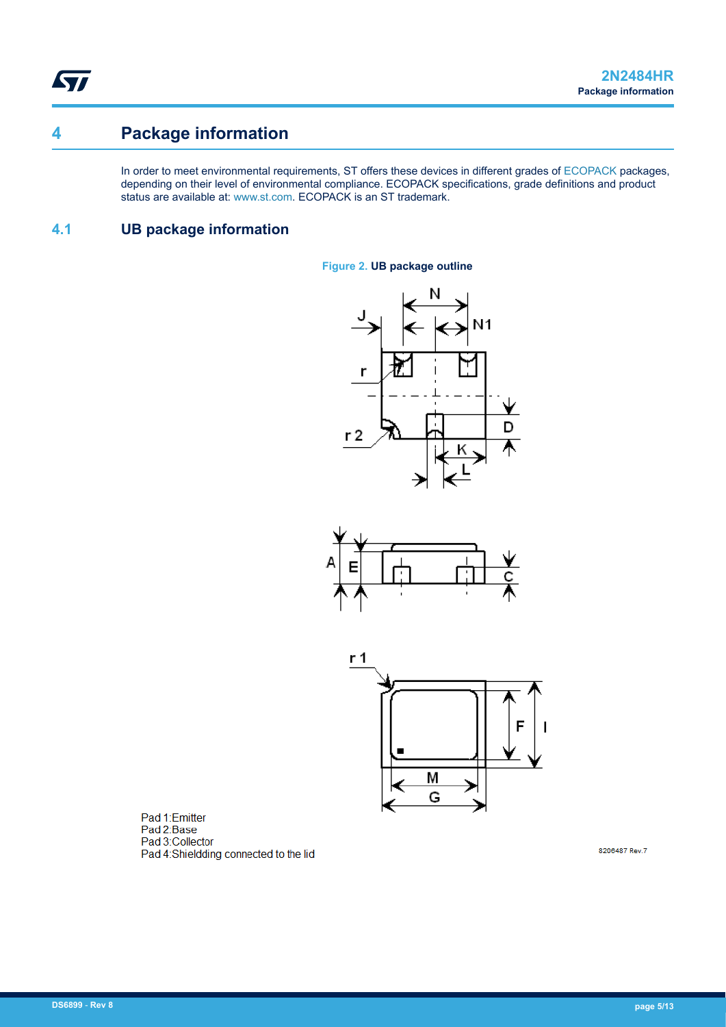## 4 Package information

In order to meet environmental requirements, ST offers these devices in different grades of ECOPACK packages, depending on their level of environmental compliance. ECOPACK specifications, grade definitions and product status are available at: www.st.com. ECOPACK is an ST trademark.

### 4.1 UB package information

Figure 2. UB package outline

Pad 1:Emitter
Pad 2:Base
Pad 3:Collector
Pad 4:Shieldding connected to the lid

8206487 Rev.7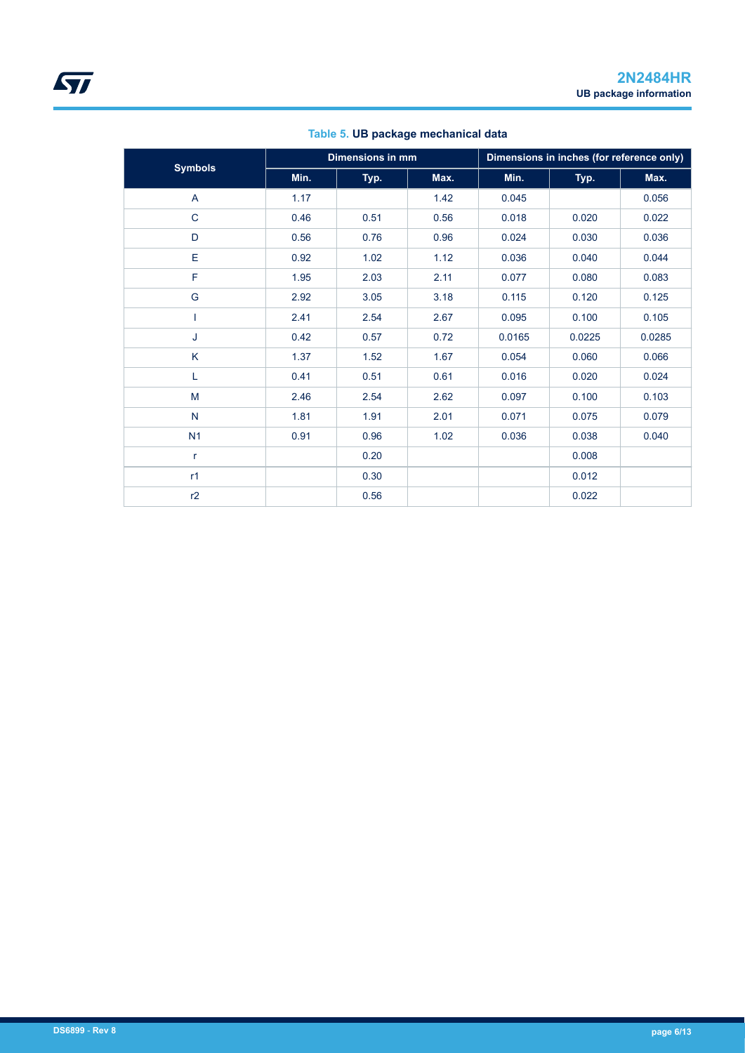**Table 5. UB package mechanical data**

| Symbols | Dimensions in mm | | | Dimensions in inches (for reference only) | | |
|---|---|---|---|---|---|---|
| | Min. | Typ. | Max. | Min. | Typ. | Max. |
| A | 1.17 | | 1.42 | 0.045 | | 0.056 |
| C | 0.46 | 0.51 | 0.56 | 0.018 | 0.020 | 0.022 |
| D | 0.56 | 0.76 | 0.96 | 0.024 | 0.030 | 0.036 |
| E | 0.92 | 1.02 | 1.12 | 0.036 | 0.040 | 0.044 |
| F | 1.95 | 2.03 | 2.11 | 0.077 | 0.080 | 0.083 |
| G | 2.92 | 3.05 | 3.18 | 0.115 | 0.120 | 0.125 |
| I | 2.41 | 2.54 | 2.67 | 0.095 | 0.100 | 0.105 |
| J | 0.42 | 0.57 | 0.72 | 0.0165 | 0.0225 | 0.0285 |
| K | 1.37 | 1.52 | 1.67 | 0.054 | 0.060 | 0.066 |
| L | 0.41 | 0.51 | 0.61 | 0.016 | 0.020 | 0.024 |
| M | 2.46 | 2.54 | 2.62 | 0.097 | 0.100 | 0.103 |
| N | 1.81 | 1.91 | 2.01 | 0.071 | 0.075 | 0.079 |
| N1 | 0.91 | 0.96 | 1.02 | 0.036 | 0.038 | 0.040 |
| r | | 0.20 | | | 0.008 | |
| r1 | | 0.30 | | | 0.012 | |
| r2 | | 0.56 | | | 0.022 | |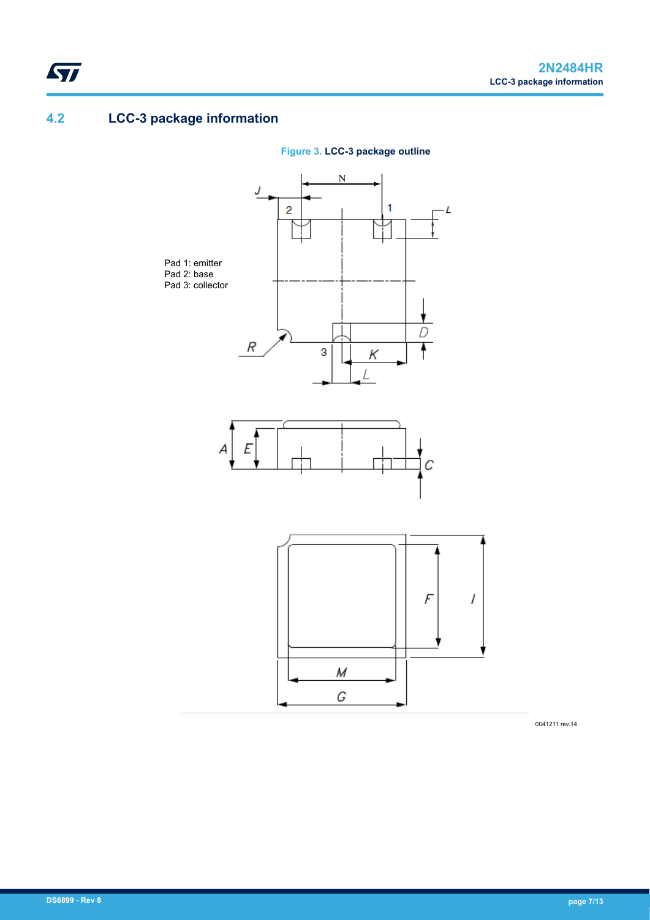## 4.2 LCC-3 package information

**Figure 3.** LCC-3 package outline

Pad 1: emitter
Pad 2: base
Pad 3: collector

0041211 rev.14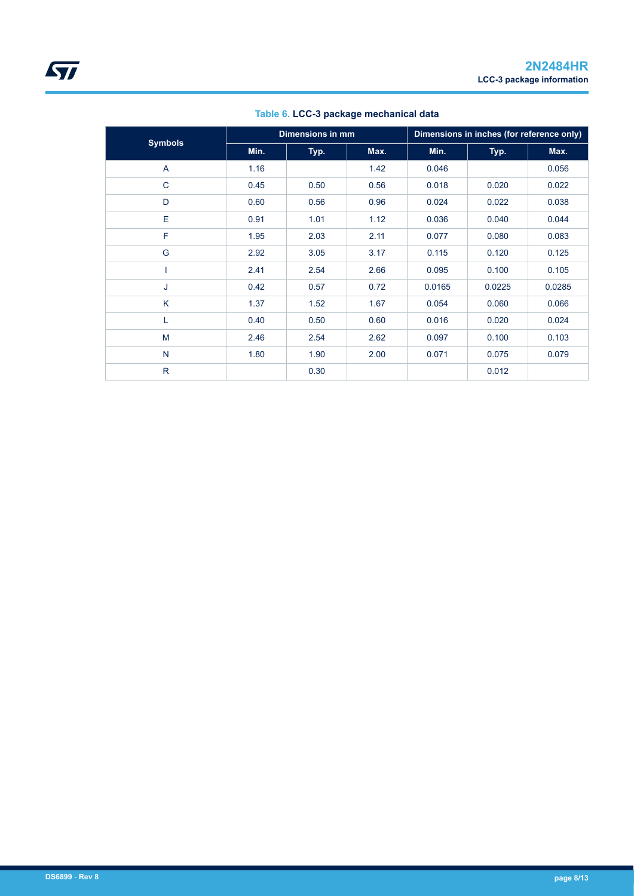Table 6. **LCC-3 package mechanical data**

| Symbols | Dimensions in mm | | | Dimensions in inches (for reference only) | | |
|---|---|---|---|---|---|---|
| | Min. | Typ. | Max. | Min. | Typ. | Max. |
| A | 1.16 | | 1.42 | 0.046 | | 0.056 |
| C | 0.45 | 0.50 | 0.56 | 0.018 | 0.020 | 0.022 |
| D | 0.60 | 0.56 | 0.96 | 0.024 | 0.022 | 0.038 |
| E | 0.91 | 1.01 | 1.12 | 0.036 | 0.040 | 0.044 |
| F | 1.95 | 2.03 | 2.11 | 0.077 | 0.080 | 0.083 |
| G | 2.92 | 3.05 | 3.17 | 0.115 | 0.120 | 0.125 |
| I | 2.41 | 2.54 | 2.66 | 0.095 | 0.100 | 0.105 |
| J | 0.42 | 0.57 | 0.72 | 0.0165 | 0.0225 | 0.0285 |
| K | 1.37 | 1.52 | 1.67 | 0.054 | 0.060 | 0.066 |
| L | 0.40 | 0.50 | 0.60 | 0.016 | 0.020 | 0.024 |
| M | 2.46 | 2.54 | 2.62 | 0.097 | 0.100 | 0.103 |
| N | 1.80 | 1.90 | 2.00 | 0.071 | 0.075 | 0.079 |
| R | | 0.30 | | | 0.012 | |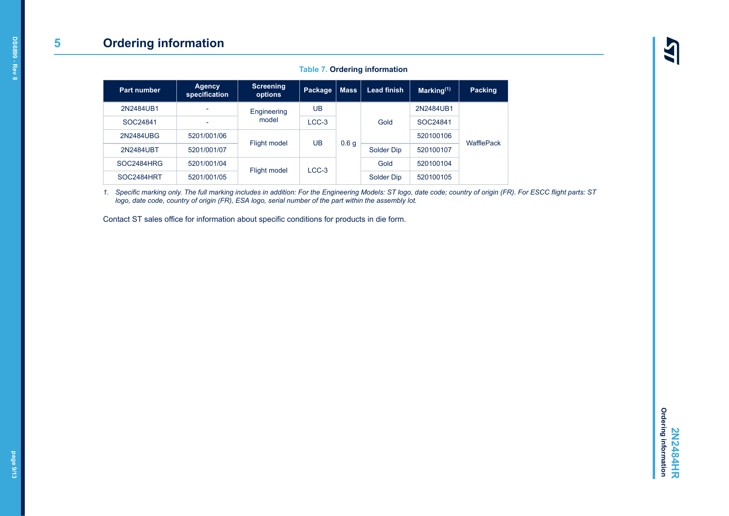# 5 Ordering information

**Table 7. Ordering information**

| Part number | Agency specification | Screening options | Package | Mass | Lead finish | Marking(1) | Packing |
|---|---|---|---|---|---|---|---|
| 2N2484UB1 | - | Engineering model | UB | 0.6 g | Gold | 2N2484UB1 | WafflePack |
| SOC24841 | - | Engineering model | LCC-3 | 0.6 g | Gold | SOC24841 | WafflePack |
| 2N2484UBG | 5201/001/06 | Flight model | UB | 0.6 g | Gold | 520100106 | WafflePack |
| 2N2484UBT | 5201/001/07 | Flight model | UB | 0.6 g | Solder Dip | 520100107 | WafflePack |
| SOC2484HRG | 5201/001/04 | Flight model | LCC-3 | 0.6 g | Gold | 520100104 | WafflePack |
| SOC2484HRT | 5201/001/05 | Flight model | LCC-3 | 0.6 g | Solder Dip | 520100105 | WafflePack |

1. *Specific marking only. The full marking includes in addition: For the Engineering Models: ST logo, date code; country of origin (FR). For ESCC flight parts: ST logo, date code, country of origin (FR), ESA logo, serial number of the part within the assembly lot.*

Contact ST sales office for information about specific conditions for products in die form.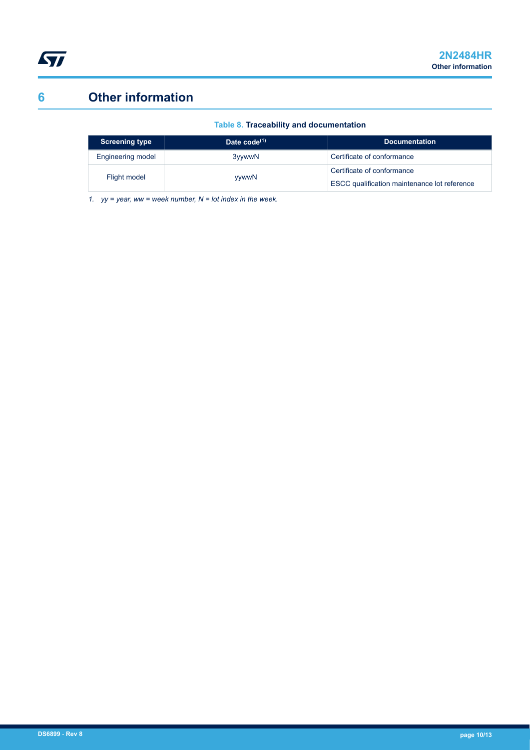# 6 Other information

**Table 8. Traceability and documentation**

| Screening type | Date code[1] | Documentation |
|---|---|---|
| Engineering model | 3yywwN | Certificate of conformance |
| Flight model | yywwN | Certificate of conformance<br>ESCC qualification maintenance lot reference |

*1. yy = year, ww = week number, N = lot index in the week.*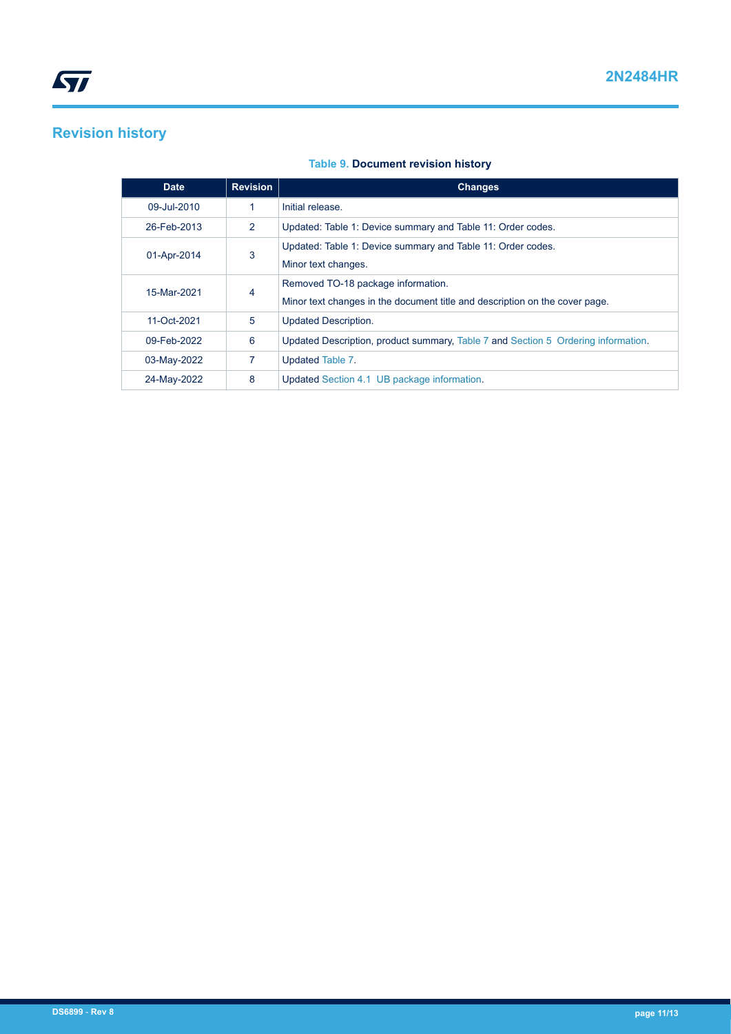# Revision history

**Table 9. Document revision history**

| Date | Revision | Changes |
|---|---|---|
| 09-Jul-2010 | 1 | Initial release. |
| 26-Feb-2013 | 2 | Updated: Table 1: Device summary and Table 11: Order codes. |
| 01-Apr-2014 | 3 | Updated: Table 1: Device summary and Table 11: Order codes.<br>Minor text changes. |
| 15-Mar-2021 | 4 | Removed TO-18 package information.<br>Minor text changes in the document title and description on the cover page. |
| 11-Oct-2021 | 5 | Updated Description. |
| 09-Feb-2022 | 6 | Updated Description, product summary, Table 7 and Section 5 Ordering information. |
| 03-May-2022 | 7 | Updated Table 7. |
| 24-May-2022 | 8 | Updated Section 4.1 UB package information. |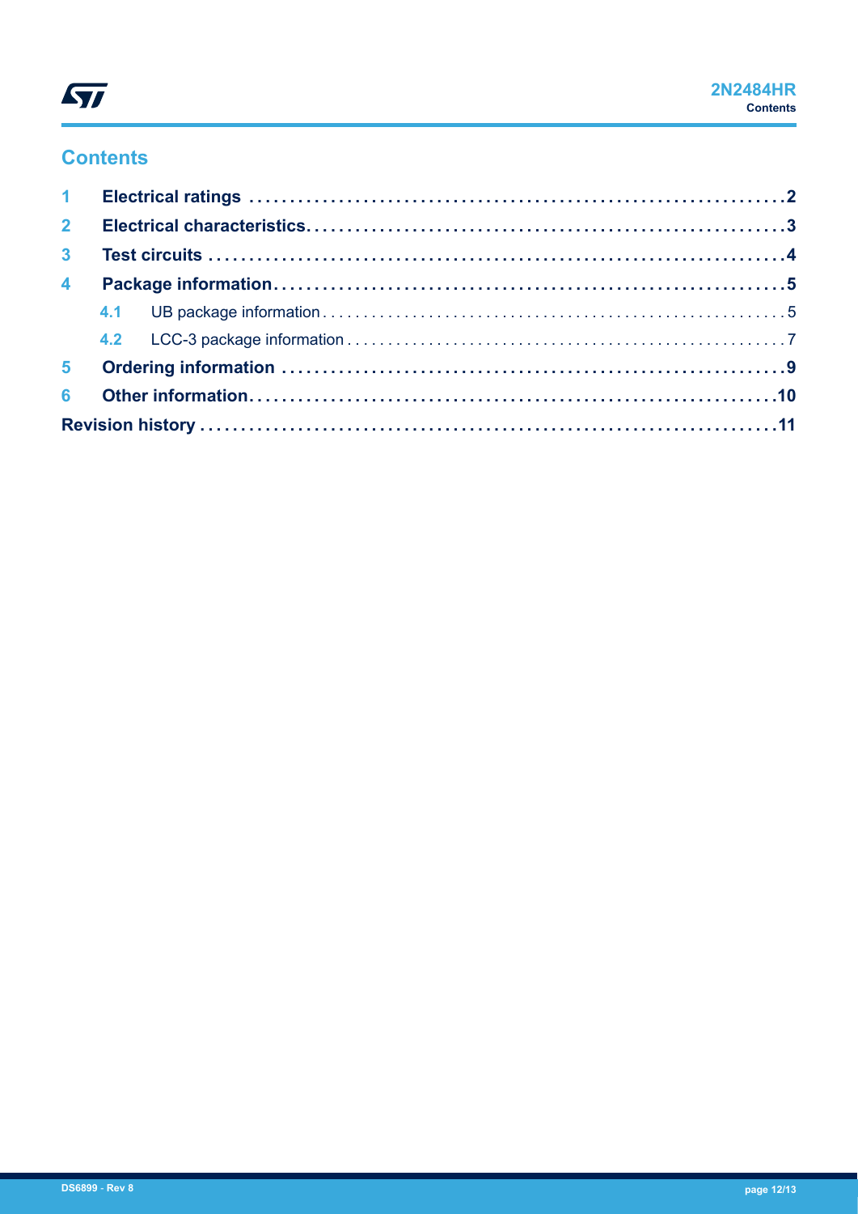## Contents

| | | |
|---|---|---|
| **1** | **Electrical ratings** | **2** |
| **2** | **Electrical characteristics** | **3** |
| **3** | **Test circuits** | **4** |
| **4** | **Package information** | **5** |
| 4.1 | UB package information | 5 |
| 4.2 | LCC-3 package information | 7 |
| **5** | **Ordering information** | **9** |
| **6** | **Other information** | **10** |
| **Revision history** | | **11** |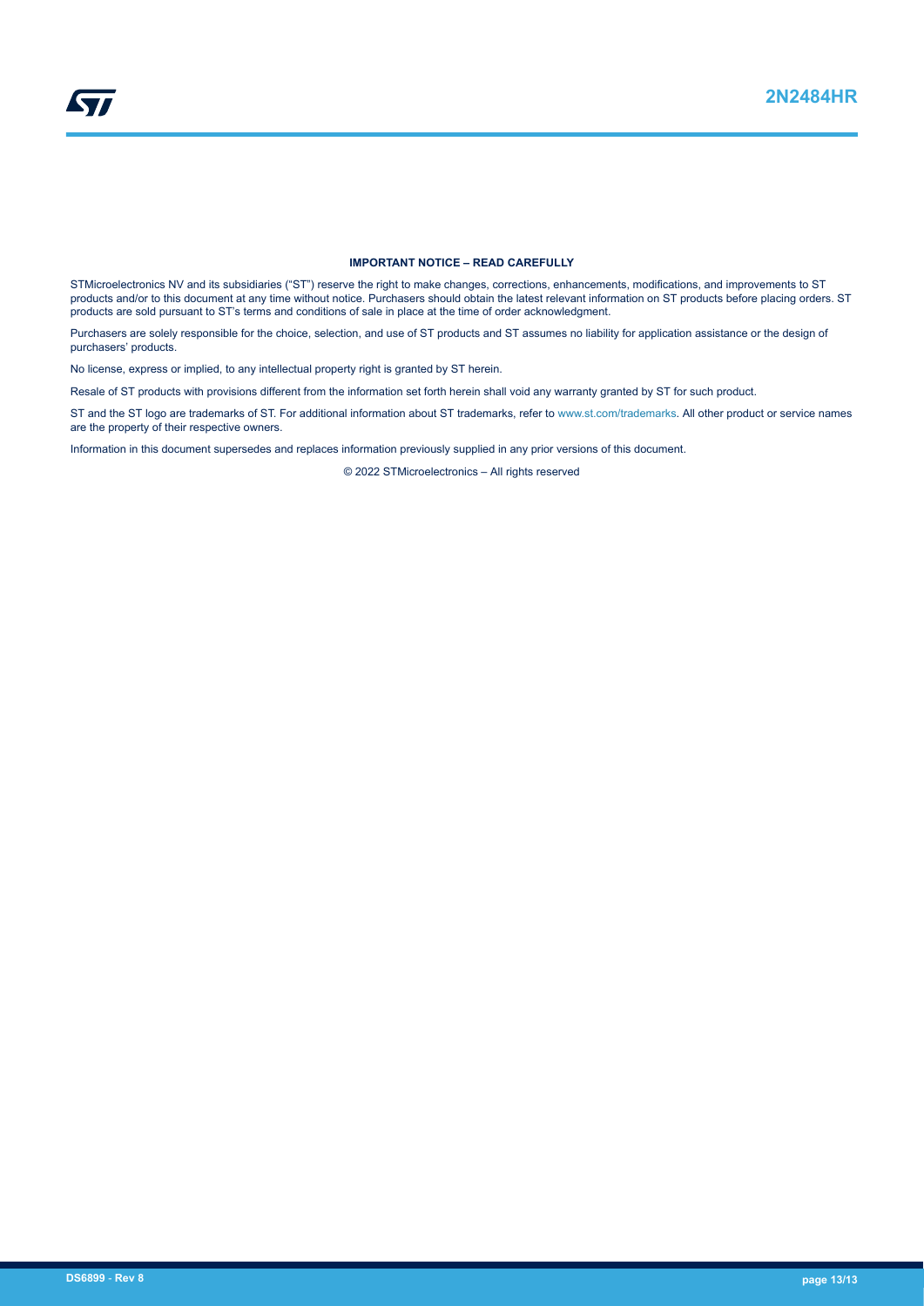**IMPORTANT NOTICE – READ CAREFULLY**

STMicroelectronics NV and its subsidiaries ("ST") reserve the right to make changes, corrections, enhancements, modifications, and improvements to ST products and/or to this document at any time without notice. Purchasers should obtain the latest relevant information on ST products before placing orders. ST products are sold pursuant to ST's terms and conditions of sale in place at the time of order acknowledgment.

Purchasers are solely responsible for the choice, selection, and use of ST products and ST assumes no liability for application assistance or the design of purchasers' products.

No license, express or implied, to any intellectual property right is granted by ST herein.

Resale of ST products with provisions different from the information set forth herein shall void any warranty granted by ST for such product.

ST and the ST logo are trademarks of ST. For additional information about ST trademarks, refer to www.st.com/trademarks. All other product or service names are the property of their respective owners.

Information in this document supersedes and replaces information previously supplied in any prior versions of this document.

© 2022 STMicroelectronics – All rights reserved